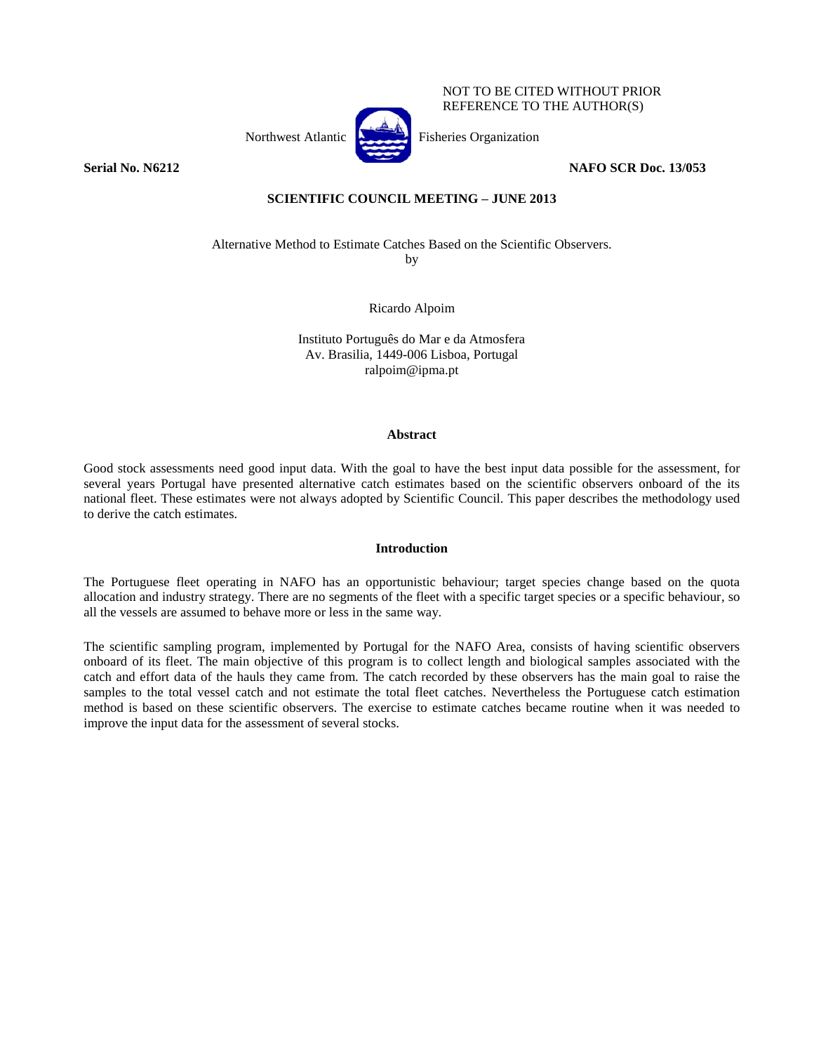NOT TO BE CITED WITHOUT PRIOR REFERENCE TO THE AUTHOR(S)

Northwest Atlantic Fisheries Organization

**Serial No. N6212** **NAFO SCR Doc. 13/053**

**SCIENTIFIC COUNCIL MEETING – JUNE 2013**

Alternative Method to Estimate Catches Based on the Scientific Observers.

by

Ricardo Alpoim

Instituto Português do Mar e da Atmosfera
Av. Brasilia, 1449-006 Lisboa, Portugal
ralpoim@ipma.pt

## Abstract

Good stock assessments need good input data. With the goal to have the best input data possible for the assessment, for several years Portugal have presented alternative catch estimates based on the scientific observers onboard of the its national fleet. These estimates were not always adopted by Scientific Council. This paper describes the methodology used to derive the catch estimates.

## Introduction

The Portuguese fleet operating in NAFO has an opportunistic behaviour; target species change based on the quota allocation and industry strategy. There are no segments of the fleet with a specific target species or a specific behaviour, so all the vessels are assumed to behave more or less in the same way.

The scientific sampling program, implemented by Portugal for the NAFO Area, consists of having scientific observers onboard of its fleet. The main objective of this program is to collect length and biological samples associated with the catch and effort data of the hauls they came from. The catch recorded by these observers has the main goal to raise the samples to the total vessel catch and not estimate the total fleet catches. Nevertheless the Portuguese catch estimation method is based on these scientific observers. The exercise to estimate catches became routine when it was needed to improve the input data for the assessment of several stocks.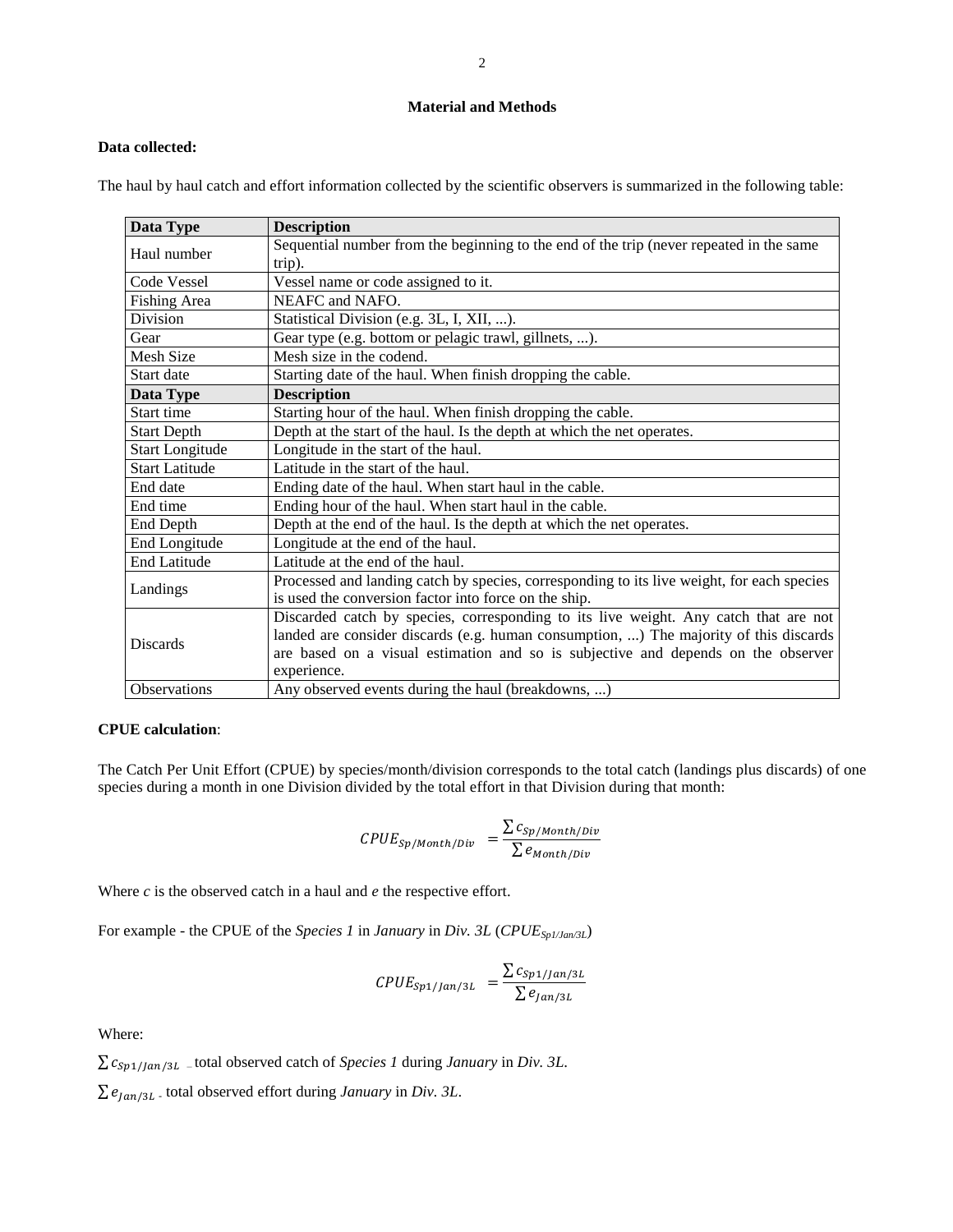## Material and Methods

**Data collected:**

The haul by haul catch and effort information collected by the scientific observers is summarized in the following table:

| Data Type | Description |
|---|---|
| Haul number | Sequential number from the beginning to the end of the trip (never repeated in the same trip). |
| Code Vessel | Vessel name or code assigned to it. |
| Fishing Area | NEAFC and NAFO. |
| Division | Statistical Division (e.g. 3L, I, XII, ...). |
| Gear | Gear type (e.g. bottom or pelagic trawl, gillnets, ...). |
| Mesh Size | Mesh size in the codend. |
| Start date | Starting date of the haul. When finish dropping the cable. |
| **Data Type** | **Description** |
| Start time | Starting hour of the haul. When finish dropping the cable. |
| Start Depth | Depth at the start of the haul. Is the depth at which the net operates. |
| Start Longitude | Longitude in the start of the haul. |
| Start Latitude | Latitude in the start of the haul. |
| End date | Ending date of the haul. When start haul in the cable. |
| End time | Ending hour of the haul. When start haul in the cable. |
| End Depth | Depth at the end of the haul. Is the depth at which the net operates. |
| End Longitude | Longitude at the end of the haul. |
| End Latitude | Latitude at the end of the haul. |
| Landings | Processed and landing catch by species, corresponding to its live weight, for each species is used the conversion factor into force on the ship. |
| Discards | Discarded catch by species, corresponding to its live weight. Any catch that are not landed are consider discards (e.g. human consumption, ...) The majority of this discards are based on a visual estimation and so is subjective and depends on the observer experience. |
| Observations | Any observed events during the haul (breakdowns, ...) |

**CPUE calculation**:

The Catch Per Unit Effort (CPUE) by species/month/division corresponds to the total catch (landings plus discards) of one species during a month in one Division divided by the total effort in that Division during that month:

$$CPUE_{Sp/Month/Div} = \frac{\sum c_{Sp/Month/Div}}{\sum e_{Month/Div}}$$

Where *c* is the observed catch in a haul and *e* the respective effort.

For example - the CPUE of the *Species 1* in *January* in *Div. 3L* ($CPUE_{Sp1/Jan/3L}$)

$$CPUE_{Sp1/Jan/3L} = \frac{\sum c_{Sp1/Jan/3L}}{\sum e_{Jan/3L}}$$

Where:

$\sum c_{Sp1/Jan/3L}$ – total observed catch of *Species 1* during *January* in *Div. 3L.*

$\sum e_{Jan/3L}$ - total observed effort during *January* in *Div. 3L*.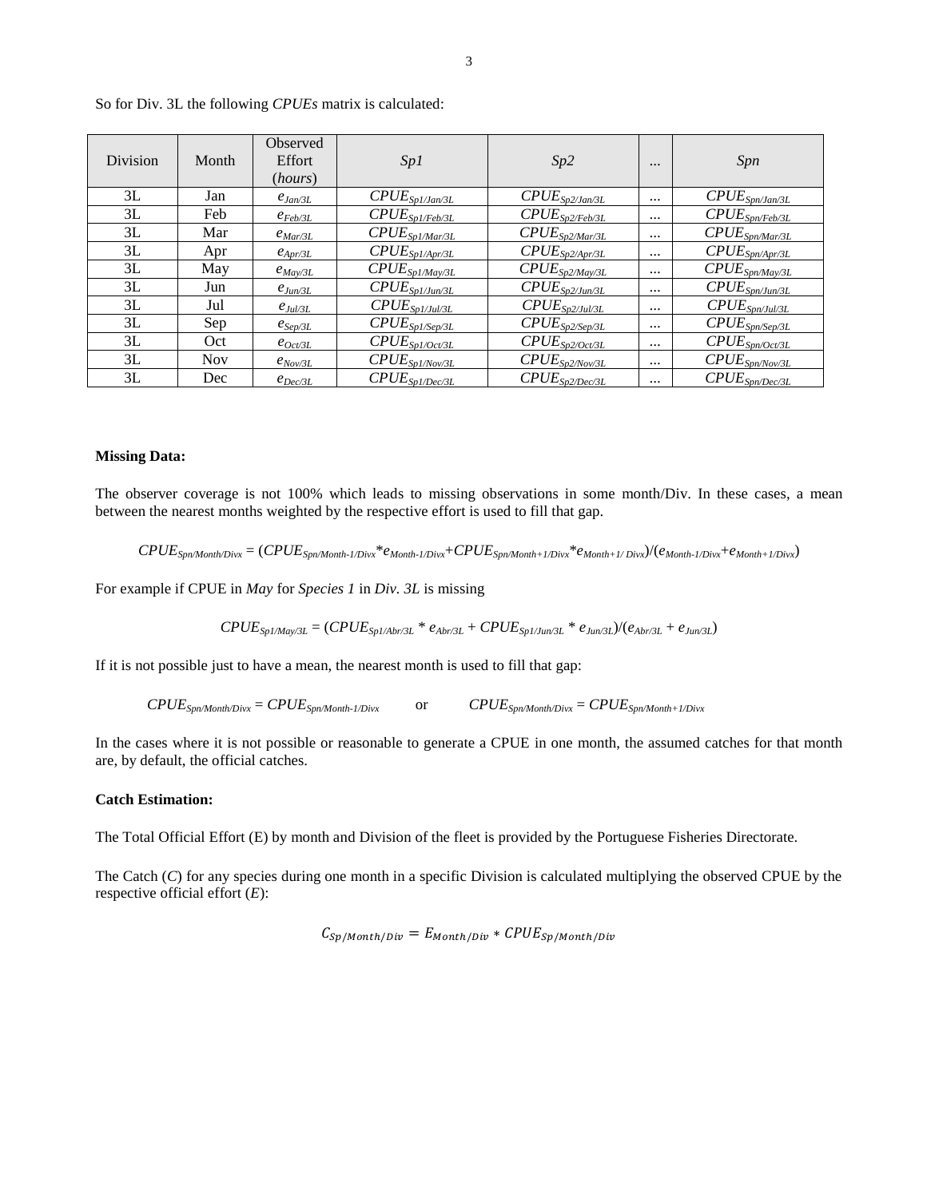So for Div. 3L the following *CPUEs* matrix is calculated:

| Division | Month | Observed Effort (*hours*) | *Sp1* | *Sp2* | ... | *Spn* |
|---|---|---|---|---|---|---|
| 3L | Jan | $e_{Jan/3L}$ | $CPUE_{Sp1/Jan/3L}$ | $CPUE_{Sp2/Jan/3L}$ | ... | $CPUE_{Spn/Jan/3L}$ |
| 3L | Feb | $e_{Feb/3L}$ | $CPUE_{Sp1/Feb/3L}$ | $CPUE_{Sp2/Feb/3L}$ | ... | $CPUE_{Spn/Feb/3L}$ |
| 3L | Mar | $e_{Mar/3L}$ | $CPUE_{Sp1/Mar/3L}$ | $CPUE_{Sp2/Mar/3L}$ | ... | $CPUE_{Spn/Mar/3L}$ |
| 3L | Apr | $e_{Apr/3L}$ | $CPUE_{Sp1/Apr/3L}$ | $CPUE_{Sp2/Apr/3L}$ | ... | $CPUE_{Spn/Apr/3L}$ |
| 3L | May | $e_{May/3L}$ | $CPUE_{Sp1/May/3L}$ | $CPUE_{Sp2/May/3L}$ | ... | $CPUE_{Spn/May/3L}$ |
| 3L | Jun | $e_{Jun/3L}$ | $CPUE_{Sp1/Jun/3L}$ | $CPUE_{Sp2/Jun/3L}$ | ... | $CPUE_{Spn/Jun/3L}$ |
| 3L | Jul | $e_{Jul/3L}$ | $CPUE_{Sp1/Jul/3L}$ | $CPUE_{Sp2/Jul/3L}$ | ... | $CPUE_{Spn/Jul/3L}$ |
| 3L | Sep | $e_{Sep/3L}$ | $CPUE_{Sp1/Sep/3L}$ | $CPUE_{Sp2/Sep/3L}$ | ... | $CPUE_{Spn/Sep/3L}$ |
| 3L | Oct | $e_{Oct/3L}$ | $CPUE_{Sp1/Oct/3L}$ | $CPUE_{Sp2/Oct/3L}$ | ... | $CPUE_{Spn/Oct/3L}$ |
| 3L | Nov | $e_{Nov/3L}$ | $CPUE_{Sp1/Nov/3L}$ | $CPUE_{Sp2/Nov/3L}$ | ... | $CPUE_{Spn/Nov/3L}$ |
| 3L | Dec | $e_{Dec/3L}$ | $CPUE_{Sp1/Dec/3L}$ | $CPUE_{Sp2/Dec/3L}$ | ... | $CPUE_{Spn/Dec/3L}$ |

**Missing Data:**

The observer coverage is not 100% which leads to missing observations in some month/Div. In these cases, a mean between the nearest months weighted by the respective effort is used to fill that gap.

$$CPUE_{Spn/Month/Divx} = (CPUE_{Spn/Month-1/Divx} * e_{Month-1/Divx} + CPUE_{Spn/Month+1/Divx} * e_{Month+1/Divx})/(e_{Month-1/Divx} + e_{Month+1/Divx})$$

For example if CPUE in *May* for *Species 1* in *Div. 3L* is missing

$$CPUE_{Sp1/May/3L} = (CPUE_{Sp1/Abr/3L} * e_{Abr/3L} + CPUE_{Sp1/Jun/3L} * e_{Jun/3L})/(e_{Abr/3L} + e_{Jun/3L})$$

If it is not possible just to have a mean, the nearest month is used to fill that gap:

$$CPUE_{Spn/Month/Divx} = CPUE_{Spn/Month-1/Divx} \quad \text{or} \quad CPUE_{Spn/Month/Divx} = CPUE_{Spn/Month+1/Divx}$$

In the cases where it is not possible or reasonable to generate a CPUE in one month, the assumed catches for that month are, by default, the official catches.

**Catch Estimation:**

The Total Official Effort (E) by month and Division of the fleet is provided by the Portuguese Fisheries Directorate.

The Catch (*C*) for any species during one month in a specific Division is calculated multiplying the observed CPUE by the respective official effort (*E*):

$$C_{Sp/Month/Div} = E_{Month/Div} * CPUE_{Sp/Month/Div}$$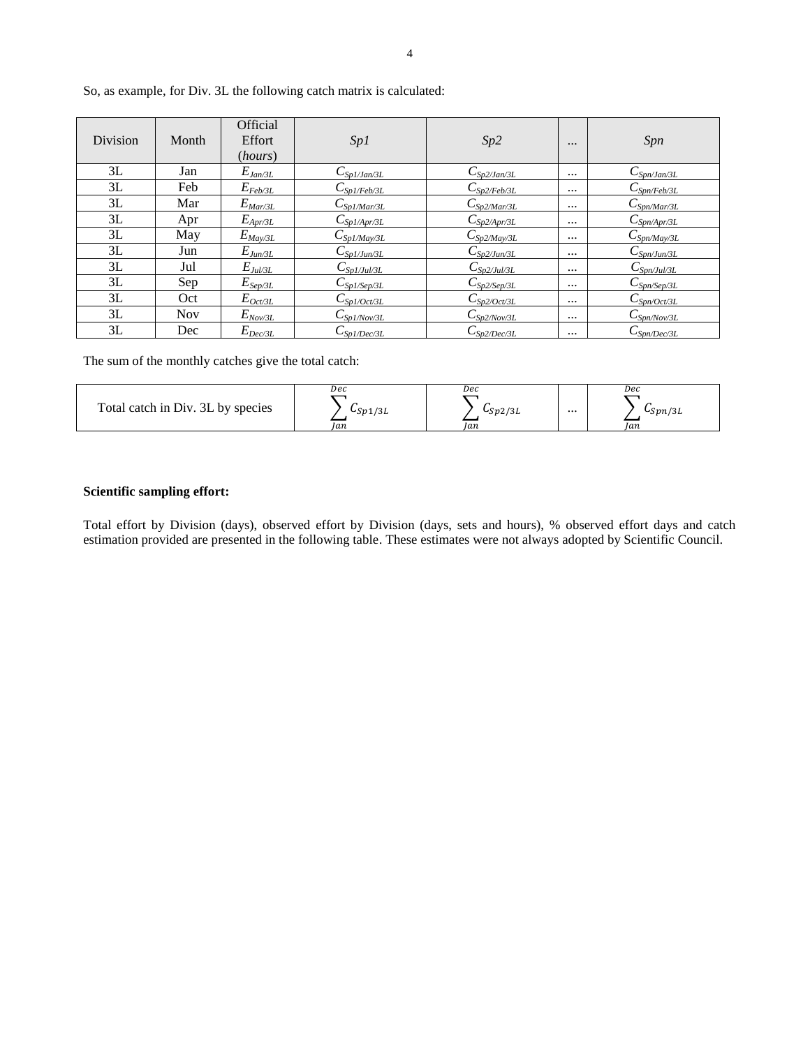So, as example, for Div. 3L the following catch matrix is calculated:

| Division | Month | Official Effort (*hours*) | *Sp1* | *Sp2* | ... | *Spn* |
|---|---|---|---|---|---|---|
| 3L | Jan | $E_{Jan/3L}$ | $C_{Sp1/Jan/3L}$ | $C_{Sp2/Jan/3L}$ | ... | $C_{Spn/Jan/3L}$ |
| 3L | Feb | $E_{Feb/3L}$ | $C_{Sp1/Feb/3L}$ | $C_{Sp2/Feb/3L}$ | ... | $C_{Spn/Feb/3L}$ |
| 3L | Mar | $E_{Mar/3L}$ | $C_{Sp1/Mar/3L}$ | $C_{Sp2/Mar/3L}$ | ... | $C_{Spn/Mar/3L}$ |
| 3L | Apr | $E_{Apr/3L}$ | $C_{Sp1/Apr/3L}$ | $C_{Sp2/Apr/3L}$ | ... | $C_{Spn/Apr/3L}$ |
| 3L | May | $E_{May/3L}$ | $C_{Sp1/May/3L}$ | $C_{Sp2/May/3L}$ | ... | $C_{Spn/May/3L}$ |
| 3L | Jun | $E_{Jun/3L}$ | $C_{Sp1/Jun/3L}$ | $C_{Sp2/Jun/3L}$ | ... | $C_{Spn/Jun/3L}$ |
| 3L | Jul | $E_{Jul/3L}$ | $C_{Sp1/Jul/3L}$ | $C_{Sp2/Jul/3L}$ | ... | $C_{Spn/Jul/3L}$ |
| 3L | Sep | $E_{Sep/3L}$ | $C_{Sp1/Sep/3L}$ | $C_{Sp2/Sep/3L}$ | ... | $C_{Spn/Sep/3L}$ |
| 3L | Oct | $E_{Oct/3L}$ | $C_{Sp1/Oct/3L}$ | $C_{Sp2/Oct/3L}$ | ... | $C_{Spn/Oct/3L}$ |
| 3L | Nov | $E_{Nov/3L}$ | $C_{Sp1/Nov/3L}$ | $C_{Sp2/Nov/3L}$ | ... | $C_{Spn/Nov/3L}$ |
| 3L | Dec | $E_{Dec/3L}$ | $C_{Sp1/Dec/3L}$ | $C_{Sp2/Dec/3L}$ | ... | $C_{Spn/Dec/3L}$ |

The sum of the monthly catches give the total catch:

| Total catch in Div. 3L by species | $\sum_{Jan}^{Dec} C_{Sp1/3L}$ | $\sum_{Jan}^{Dec} C_{Sp2/3L}$ | ... | $\sum_{Jan}^{Dec} C_{Spn/3L}$ |
|---|---|---|---|---|

**Scientific sampling effort:**

Total effort by Division (days), observed effort by Division (days, sets and hours), % observed effort days and catch estimation provided are presented in the following table. These estimates were not always adopted by Scientific Council.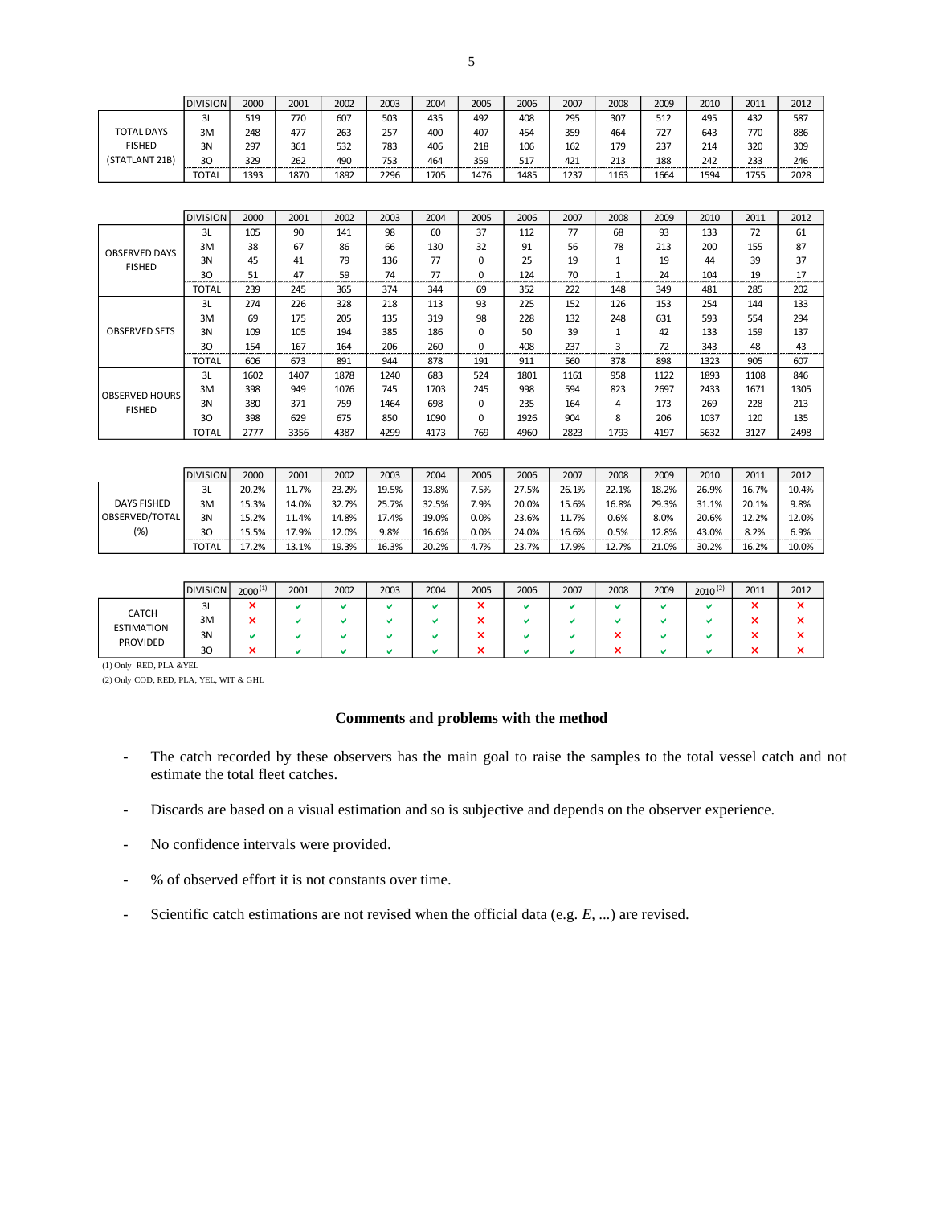| | DIVISION | 2000 | 2001 | 2002 | 2003 | 2004 | 2005 | 2006 | 2007 | 2008 | 2009 | 2010 | 2011 | 2012 |
|---|---|---|---|---|---|---|---|---|---|---|---|---|---|---|
| TOTAL DAYS FISHED (STATLANT 21B) | 3L | 519 | 770 | 607 | 503 | 435 | 492 | 408 | 295 | 307 | 512 | 495 | 432 | 587 |
| | 3M | 248 | 477 | 263 | 257 | 400 | 407 | 454 | 359 | 464 | 727 | 643 | 770 | 886 |
| | 3N | 297 | 361 | 532 | 783 | 406 | 218 | 106 | 162 | 179 | 237 | 214 | 320 | 309 |
| | 3O | 329 | 262 | 490 | 753 | 464 | 359 | 517 | 421 | 213 | 188 | 242 | 233 | 246 |
| | TOTAL | 1393 | 1870 | 1892 | 2296 | 1705 | 1476 | 1485 | 1237 | 1163 | 1664 | 1594 | 1755 | 2028 |

| | DIVISION | 2000 | 2001 | 2002 | 2003 | 2004 | 2005 | 2006 | 2007 | 2008 | 2009 | 2010 | 2011 | 2012 |
|---|---|---|---|---|---|---|---|---|---|---|---|---|---|---|
| OBSERVED DAYS FISHED | 3L | 105 | 90 | 141 | 98 | 60 | 37 | 112 | 77 | 68 | 93 | 133 | 72 | 61 |
| | 3M | 38 | 67 | 86 | 66 | 130 | 32 | 91 | 56 | 78 | 213 | 200 | 155 | 87 |
| | 3N | 45 | 41 | 79 | 136 | 77 | 0 | 25 | 19 | 1 | 19 | 44 | 39 | 37 |
| | 3O | 51 | 47 | 59 | 74 | 77 | 0 | 124 | 70 | 1 | 24 | 104 | 19 | 17 |
| | TOTAL | 239 | 245 | 365 | 374 | 344 | 69 | 352 | 222 | 148 | 349 | 481 | 285 | 202 |
| OBSERVED SETS | 3L | 274 | 226 | 328 | 218 | 113 | 93 | 225 | 152 | 126 | 153 | 254 | 144 | 133 |
| | 3M | 69 | 175 | 205 | 135 | 319 | 98 | 228 | 132 | 248 | 631 | 593 | 554 | 294 |
| | 3N | 109 | 105 | 194 | 385 | 186 | 0 | 50 | 39 | 1 | 42 | 133 | 159 | 137 |
| | 3O | 154 | 167 | 164 | 206 | 260 | 0 | 408 | 237 | 3 | 72 | 343 | 48 | 43 |
| | TOTAL | 606 | 673 | 891 | 944 | 878 | 191 | 911 | 560 | 378 | 898 | 1323 | 905 | 607 |
| OBSERVED HOURS FISHED | 3L | 1602 | 1407 | 1878 | 1240 | 683 | 524 | 1801 | 1161 | 958 | 1122 | 1893 | 1108 | 846 |
| | 3M | 398 | 949 | 1076 | 745 | 1703 | 245 | 998 | 594 | 823 | 2697 | 2433 | 1671 | 1305 |
| | 3N | 380 | 371 | 759 | 1464 | 698 | 0 | 235 | 164 | 4 | 173 | 269 | 228 | 213 |
| | 3O | 398 | 629 | 675 | 850 | 1090 | 0 | 1926 | 904 | 8 | 206 | 1037 | 120 | 135 |
| | TOTAL | 2777 | 3356 | 4387 | 4299 | 4173 | 769 | 4960 | 2823 | 1793 | 4197 | 5632 | 3127 | 2498 |

| | DIVISION | 2000 | 2001 | 2002 | 2003 | 2004 | 2005 | 2006 | 2007 | 2008 | 2009 | 2010 | 2011 | 2012 |
|---|---|---|---|---|---|---|---|---|---|---|---|---|---|---|
| DAYS FISHED OBSERVED/TOTAL (%) | 3L | 20.2% | 11.7% | 23.2% | 19.5% | 13.8% | 7.5% | 27.5% | 26.1% | 22.1% | 18.2% | 26.9% | 16.7% | 10.4% |
| | 3M | 15.3% | 14.0% | 32.7% | 25.7% | 32.5% | 7.9% | 20.0% | 15.6% | 16.8% | 29.3% | 31.1% | 20.1% | 9.8% |
| | 3N | 15.2% | 11.4% | 14.8% | 17.4% | 19.0% | 0.0% | 23.6% | 11.7% | 0.6% | 8.0% | 20.6% | 12.2% | 12.0% |
| | 3O | 15.5% | 17.9% | 12.0% | 9.8% | 16.6% | 0.0% | 24.0% | 16.6% | 0.5% | 12.8% | 43.0% | 8.2% | 6.9% |
| | TOTAL | 17.2% | 13.1% | 19.3% | 16.3% | 20.2% | 4.7% | 23.7% | 17.9% | 12.7% | 21.0% | 30.2% | 16.2% | 10.0% |

| | DIVISION | 2000 (1) | 2001 | 2002 | 2003 | 2004 | 2005 | 2006 | 2007 | 2008 | 2009 | 2010 (2) | 2011 | 2012 |
|---|---|---|---|---|---|---|---|---|---|---|---|---|---|---|
| CATCH ESTIMATION PROVIDED | 3L | ✗ | ✓ | ✓ | ✓ | ✓ | ✗ | ✓ | ✓ | ✓ | ✓ | ✓ | ✗ | ✗ |
| | 3M | ✗ | ✓ | ✓ | ✓ | ✓ | ✗ | ✓ | ✓ | ✓ | ✓ | ✓ | ✗ | ✗ |
| | 3N | ✓ | ✓ | ✓ | ✓ | ✓ | ✗ | ✓ | ✓ | ✗ | ✓ | ✓ | ✗ | ✗ |
| | 3O | ✗ | ✓ | ✓ | ✓ | ✓ | ✗ | ✓ | ✓ | ✗ | ✓ | ✓ | ✗ | ✗ |

(1) Only RED, PLA &YEL

(2) Only COD, RED, PLA, YEL, WIT & GHL

## Comments and problems with the method

- The catch recorded by these observers has the main goal to raise the samples to the total vessel catch and not estimate the total fleet catches.
- Discards are based on a visual estimation and so is subjective and depends on the observer experience.
- No confidence intervals were provided.
- % of observed effort it is not constants over time.
- Scientific catch estimations are not revised when the official data (e.g. *E*, ...) are revised.